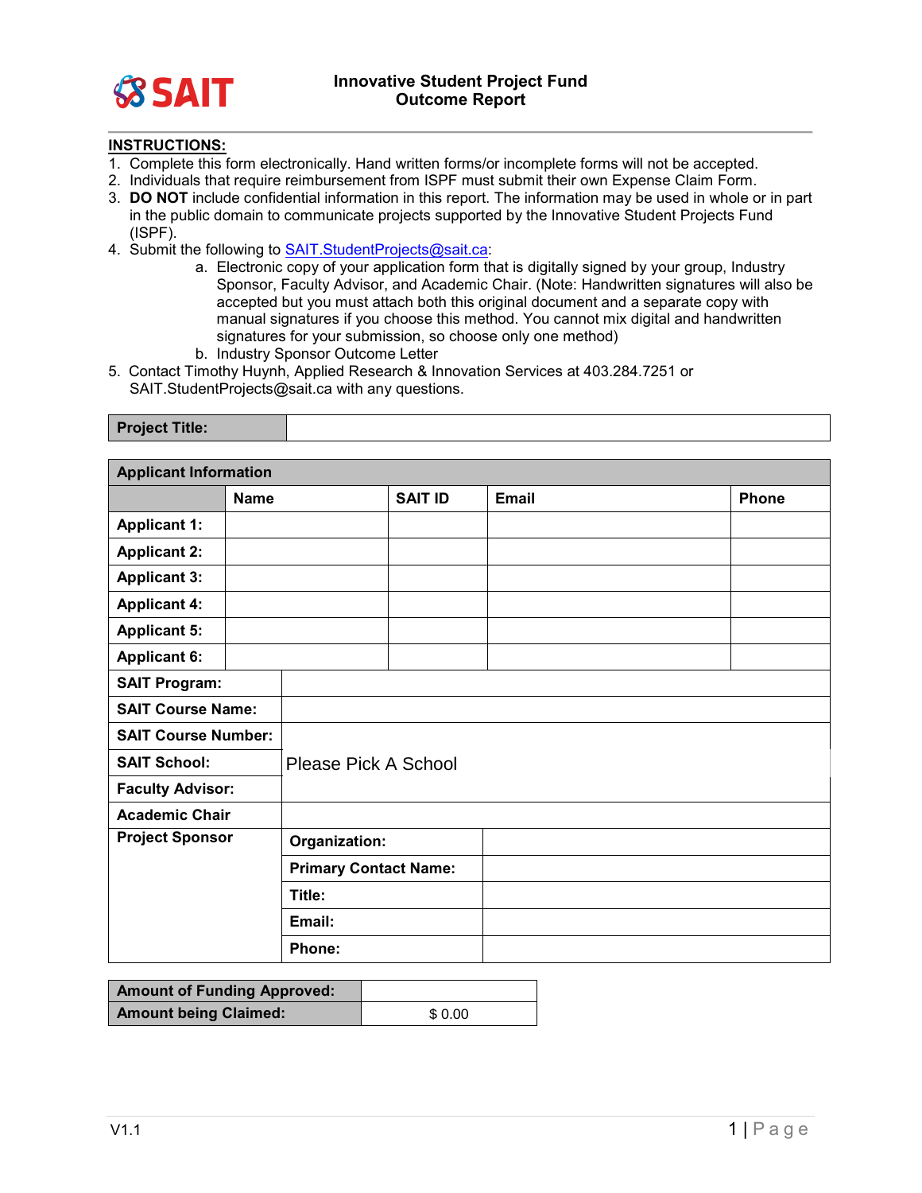**SAIT**

# Innovative Student Project Fund
# Outcome Report

**INSTRUCTIONS:**

1. Complete this form electronically. Hand written forms/or incomplete forms will not be accepted.
2. Individuals that require reimbursement from ISPF must submit their own Expense Claim Form.
3. **DO NOT** include confidential information in this report. The information may be used in whole or in part in the public domain to communicate projects supported by the Innovative Student Projects Fund (ISPF).
4. Submit the following to SAIT.StudentProjects@sait.ca:
    a. Electronic copy of your application form that is digitally signed by your group, Industry Sponsor, Faculty Advisor, and Academic Chair. (Note: Handwritten signatures will also be accepted but you must attach both this original document and a separate copy with manual signatures if you choose this method. You cannot mix digital and handwritten signatures for your submission, so choose only one method)
    b. Industry Sponsor Outcome Letter
5. Contact Timothy Huynh, Applied Research & Innovation Services at 403.284.7251 or SAIT.StudentProjects@sait.ca with any questions.

| **Project Title:** | |
|---|---|

| **Applicant Information** | | | | |
|---|---|---|---|---|
| | **Name** | **SAIT ID** | **Email** | **Phone** |
| **Applicant 1:** | | | | |
| **Applicant 2:** | | | | |
| **Applicant 3:** | | | | |
| **Applicant 4:** | | | | |
| **Applicant 5:** | | | | |
| **Applicant 6:** | | | | |

| | | |
|---|---|---|
| **SAIT Program:** | | |
| **SAIT Course Name:** | | |
| **SAIT Course Number:** | | |
| **SAIT School:** | Please Pick A School | |
| **Faculty Advisor:** | | |
| **Academic Chair** | | |
| **Project Sponsor** | **Organization:** | |
| | **Primary Contact Name:** | |
| | **Title:** | |
| | **Email:** | |
| | **Phone:** | |

| | |
|---|---|
| **Amount of Funding Approved:** | |
| **Amount being Claimed:** | $ 0.00 |

V1.1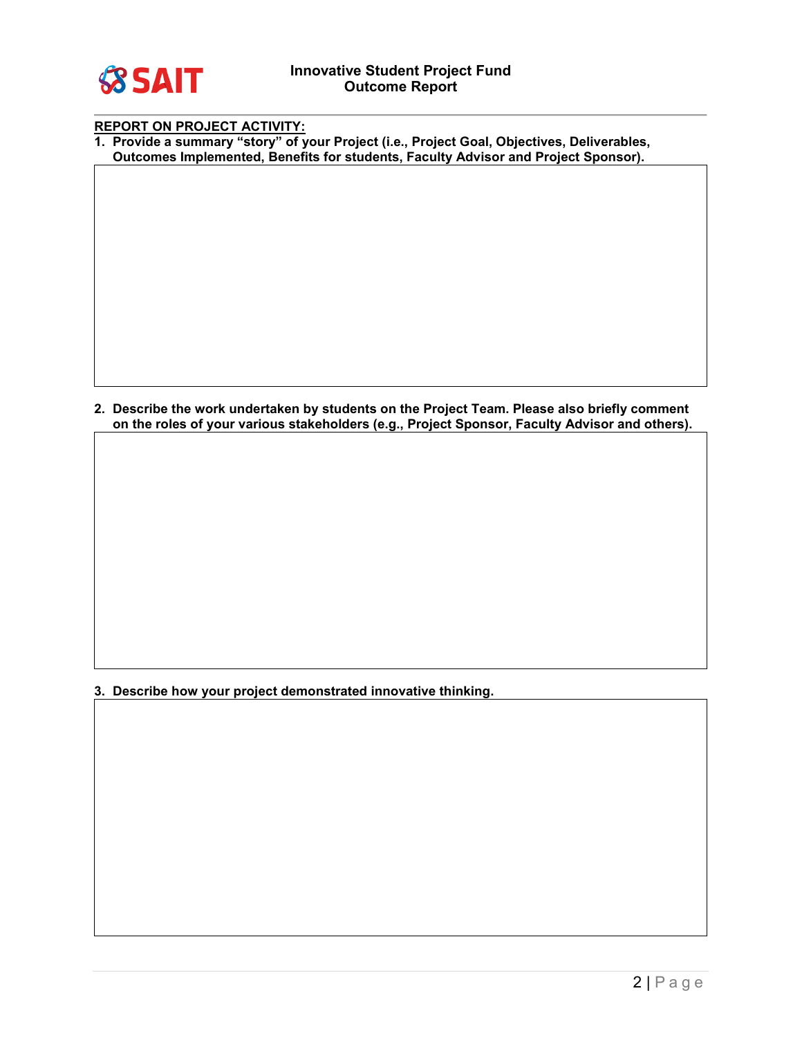**REPORT ON PROJECT ACTIVITY:**

1. **Provide a summary "story" of your Project (i.e., Project Goal, Objectives, Deliverables, Outcomes Implemented, Benefits for students, Faculty Advisor and Project Sponsor).**

2. **Describe the work undertaken by students on the Project Team. Please also briefly comment on the roles of your various stakeholders (e.g., Project Sponsor, Faculty Advisor and others).**

3. **Describe how your project demonstrated innovative thinking.**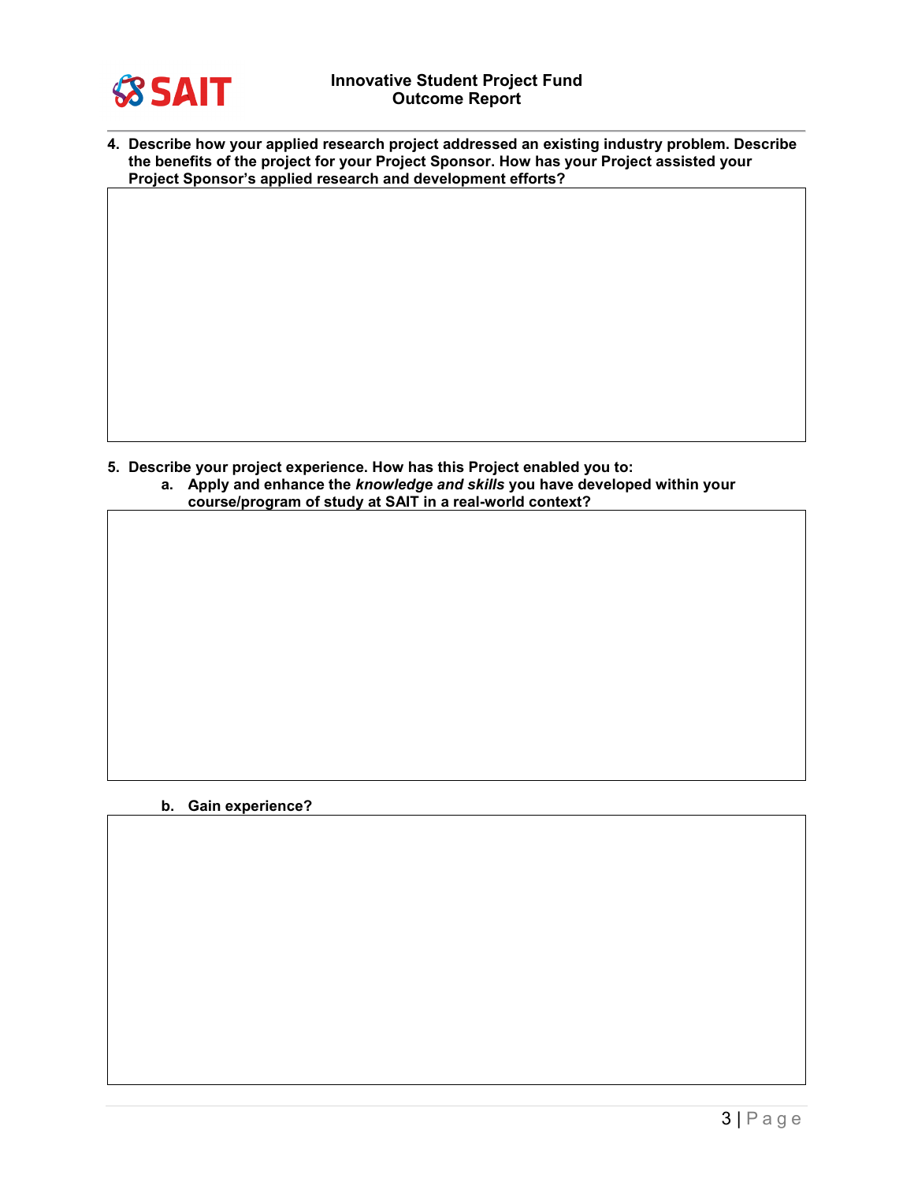4. **Describe how your applied research project addressed an existing industry problem. Describe the benefits of the project for your Project Sponsor. How has your Project assisted your Project Sponsor's applied research and development efforts?**

5. **Describe your project experience. How has this Project enabled you to:**
    a. **Apply and enhance the *knowledge and skills* you have developed within your course/program of study at SAIT in a real-world context?**

    b. **Gain experience?**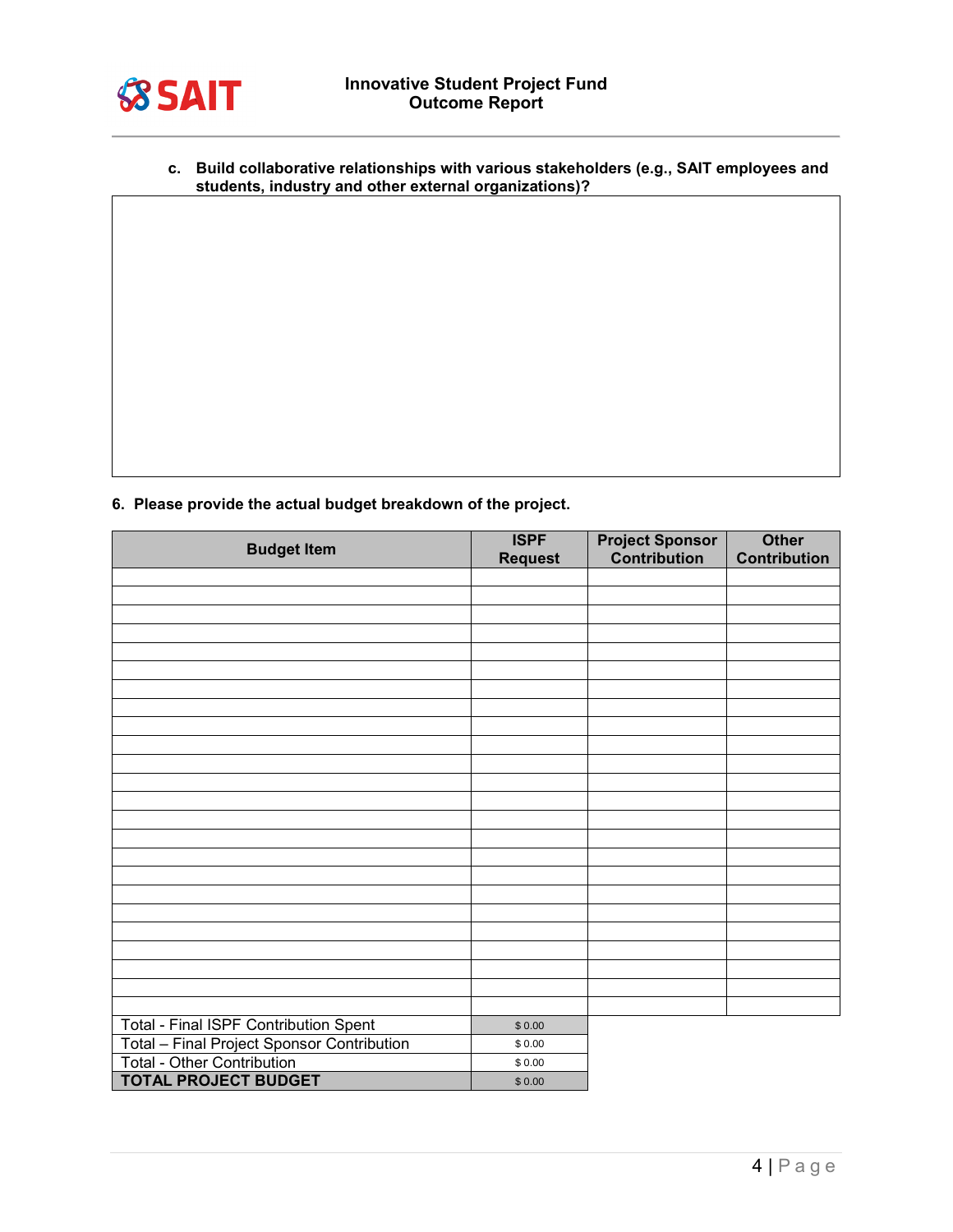c. **Build collaborative relationships with various stakeholders (e.g., SAIT employees and students, industry and other external organizations)?**

| |
|---|
| |

**6. Please provide the actual budget breakdown of the project.**

| Budget Item | ISPF Request | Project Sponsor Contribution | Other Contribution |
|---|---|---|---|
| | | | |
| | | | |
| | | | |
| | | | |
| | | | |
| | | | |
| | | | |
| | | | |
| | | | |
| | | | |
| | | | |
| | | | |
| | | | |
| | | | |
| | | | |
| | | | |
| | | | |
| | | | |
| | | | |
| | | | |
| | | | |
| | | | |
| | | | |
| | | | |
| Total - Final ISPF Contribution Spent | $ 0.00 | | |
| Total – Final Project Sponsor Contribution | $ 0.00 | | |
| Total - Other Contribution | $ 0.00 | | |
| **TOTAL PROJECT BUDGET** | $ 0.00 | | |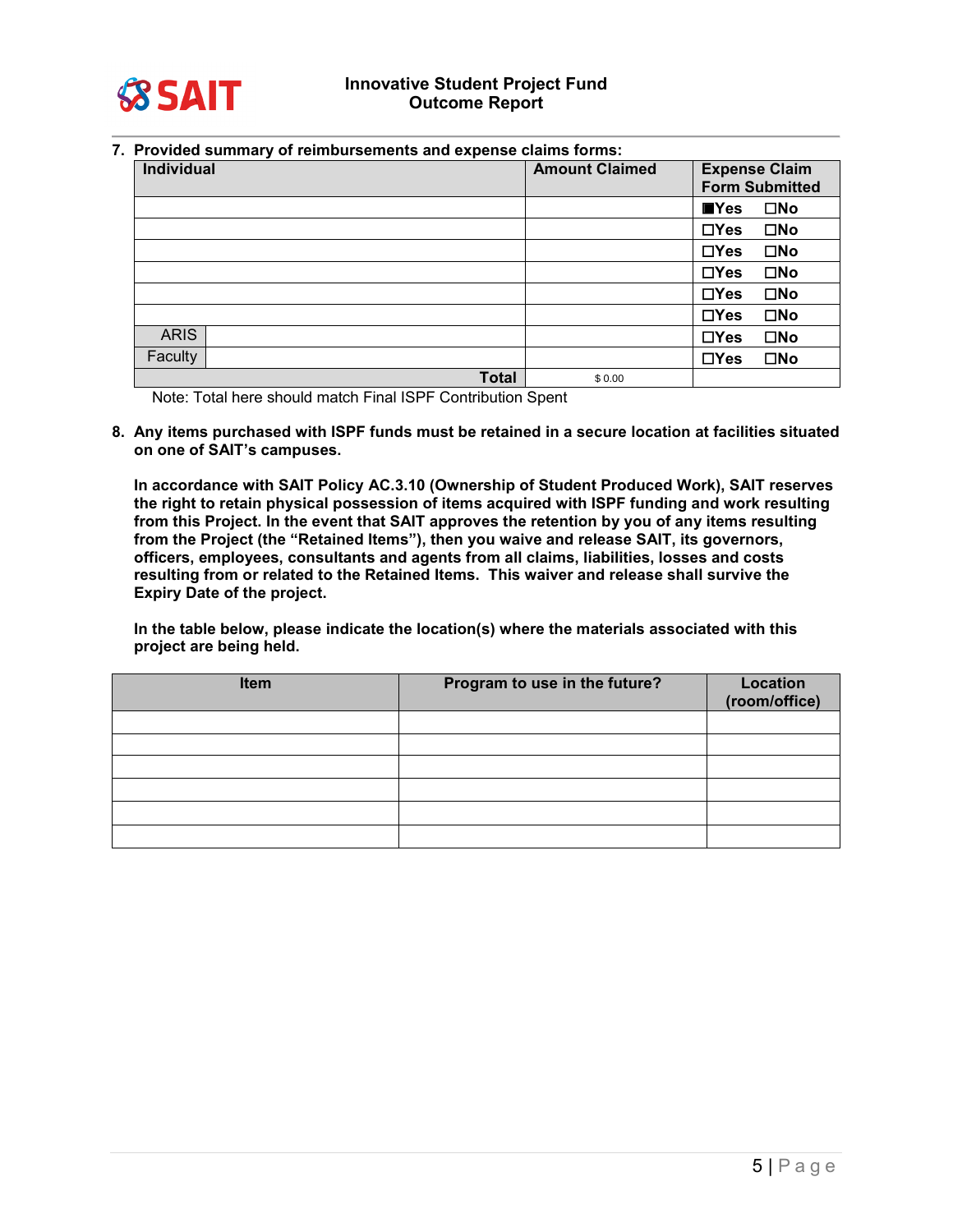7. **Provided summary of reimbursements and expense claims forms:**

| Individual | | Amount Claimed | Expense Claim Form Submitted |
|---|---|---|---|
| | | | ■Yes ☐No |
| | | | ☐Yes ☐No |
| | | | ☐Yes ☐No |
| | | | ☐Yes ☐No |
| | | | ☐Yes ☐No |
| | | | ☐Yes ☐No |
| ARIS | | | ☐Yes ☐No |
| Faculty | | | ☐Yes ☐No |
| | **Total** | $ 0.00 | |

Note: Total here should match Final ISPF Contribution Spent

8. **Any items purchased with ISPF funds must be retained in a secure location at facilities situated on one of SAIT's campuses.**

**In accordance with SAIT Policy AC.3.10 (Ownership of Student Produced Work), SAIT reserves the right to retain physical possession of items acquired with ISPF funding and work resulting from this Project. In the event that SAIT approves the retention by you of any items resulting from the Project (the "Retained Items"), then you waive and release SAIT, its governors, officers, employees, consultants and agents from all claims, liabilities, losses and costs resulting from or related to the Retained Items. This waiver and release shall survive the Expiry Date of the project.**

**In the table below, please indicate the location(s) where the materials associated with this project are being held.**

| Item | Program to use in the future? | Location (room/office) |
|---|---|---|
| | | |
| | | |
| | | |
| | | |
| | | |
| | | |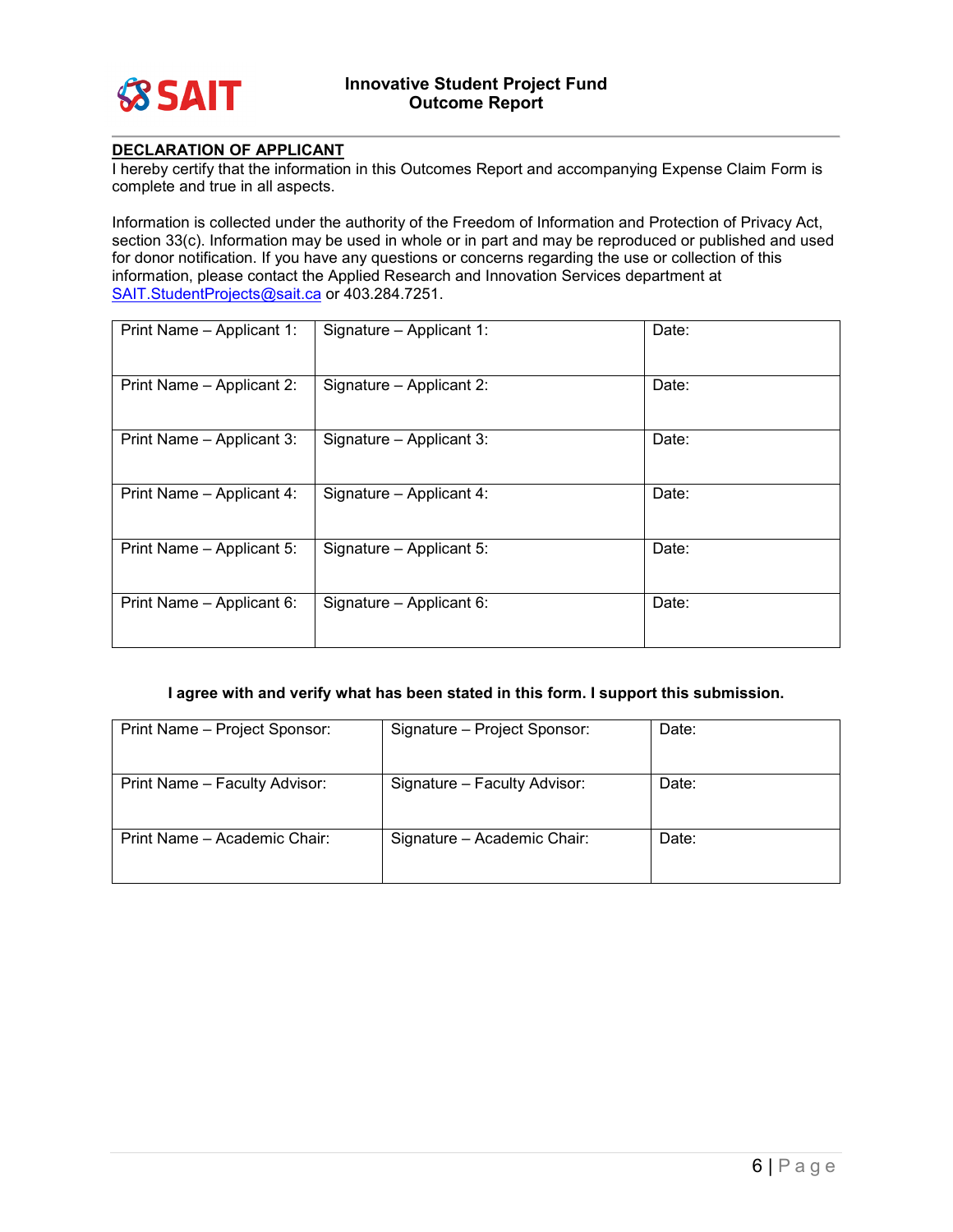**Innovative Student Project Fund**
**Outcome Report**

## DECLARATION OF APPLICANT

I hereby certify that the information in this Outcomes Report and accompanying Expense Claim Form is complete and true in all aspects.

Information is collected under the authority of the Freedom of Information and Protection of Privacy Act, section 33(c). Information may be used in whole or in part and may be reproduced or published and used for donor notification. If you have any questions or concerns regarding the use or collection of this information, please contact the Applied Research and Innovation Services department at SAIT.StudentProjects@sait.ca or 403.284.7251.

| | | |
|---|---|---|
| Print Name – Applicant 1: | Signature – Applicant 1: | Date: |
| Print Name – Applicant 2: | Signature – Applicant 2: | Date: |
| Print Name – Applicant 3: | Signature – Applicant 3: | Date: |
| Print Name – Applicant 4: | Signature – Applicant 4: | Date: |
| Print Name – Applicant 5: | Signature – Applicant 5: | Date: |
| Print Name – Applicant 6: | Signature – Applicant 6: | Date: |

**I agree with and verify what has been stated in this form. I support this submission.**

| | | |
|---|---|---|
| Print Name – Project Sponsor: | Signature – Project Sponsor: | Date: |
| Print Name – Faculty Advisor: | Signature – Faculty Advisor: | Date: |
| Print Name – Academic Chair: | Signature – Academic Chair: | Date: |